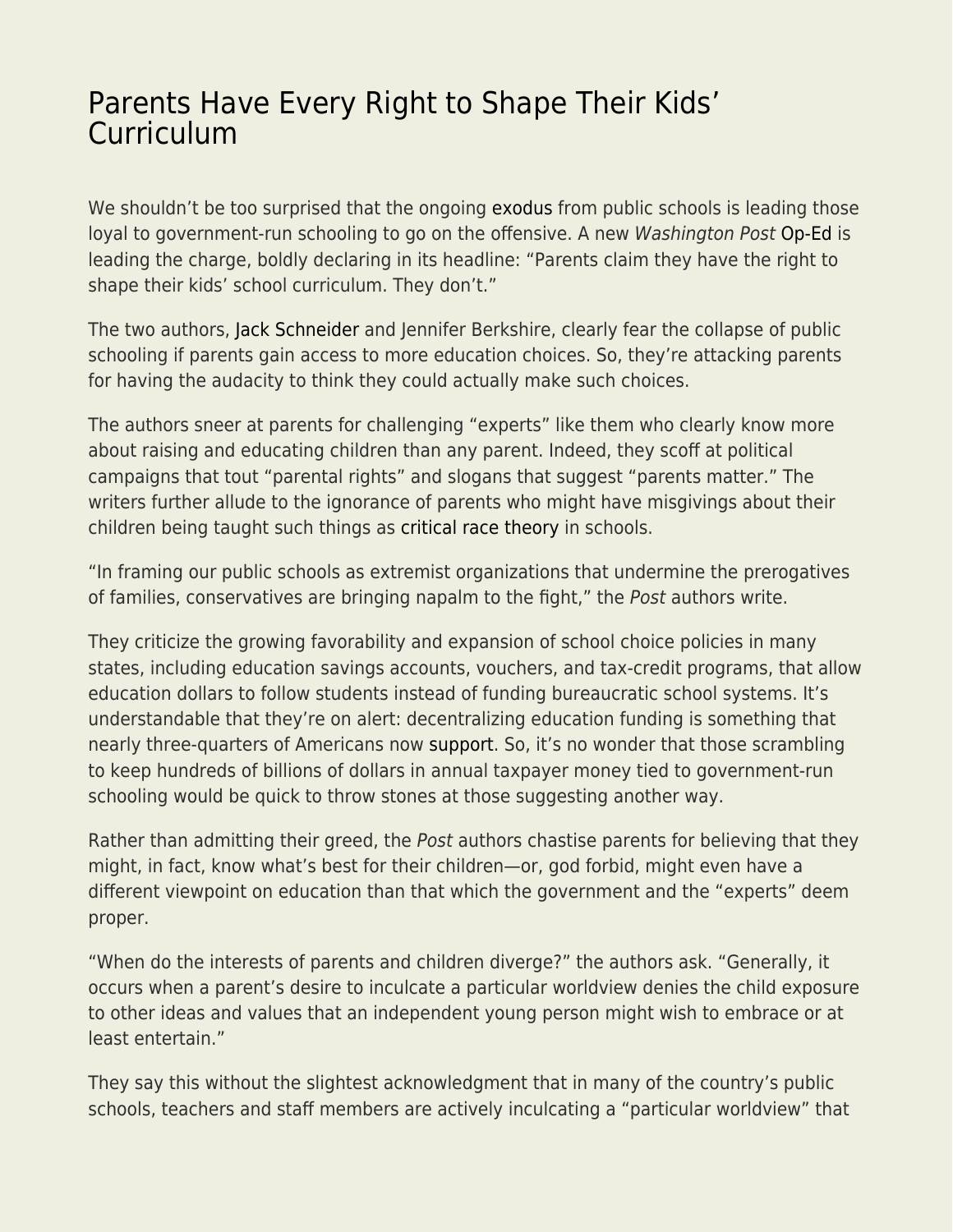# Parents Have Every Right to Shape Their Kids' Curriculum

We shouldn't be too surprised that the ongoing exodus from public schools is leading those loyal to government-run schooling to go on the offensive. A new *Washington Post* Op-Ed is leading the charge, boldly declaring in its headline: "Parents claim they have the right to shape their kids' school curriculum. They don't."

The two authors, Jack Schneider and Jennifer Berkshire, clearly fear the collapse of public schooling if parents gain access to more education choices. So, they're attacking parents for having the audacity to think they could actually make such choices.

The authors sneer at parents for challenging "experts" like them who clearly know more about raising and educating children than any parent. Indeed, they scoff at political campaigns that tout "parental rights" and slogans that suggest "parents matter." The writers further allude to the ignorance of parents who might have misgivings about their children being taught such things as critical race theory in schools.

"In framing our public schools as extremist organizations that undermine the prerogatives of families, conservatives are bringing napalm to the fight," the *Post* authors write.

They criticize the growing favorability and expansion of school choice policies in many states, including education savings accounts, vouchers, and tax-credit programs, that allow education dollars to follow students instead of funding bureaucratic school systems. It's understandable that they're on alert: decentralizing education funding is something that nearly three-quarters of Americans now support. So, it's no wonder that those scrambling to keep hundreds of billions of dollars in annual taxpayer money tied to government-run schooling would be quick to throw stones at those suggesting another way.

Rather than admitting their greed, the *Post* authors chastise parents for believing that they might, in fact, know what's best for their children—or, god forbid, might even have a different viewpoint on education than that which the government and the "experts" deem proper.

"When do the interests of parents and children diverge?" the authors ask. "Generally, it occurs when a parent's desire to inculcate a particular worldview denies the child exposure to other ideas and values that an independent young person might wish to embrace or at least entertain."

They say this without the slightest acknowledgment that in many of the country's public schools, teachers and staff members are actively inculcating a "particular worldview" that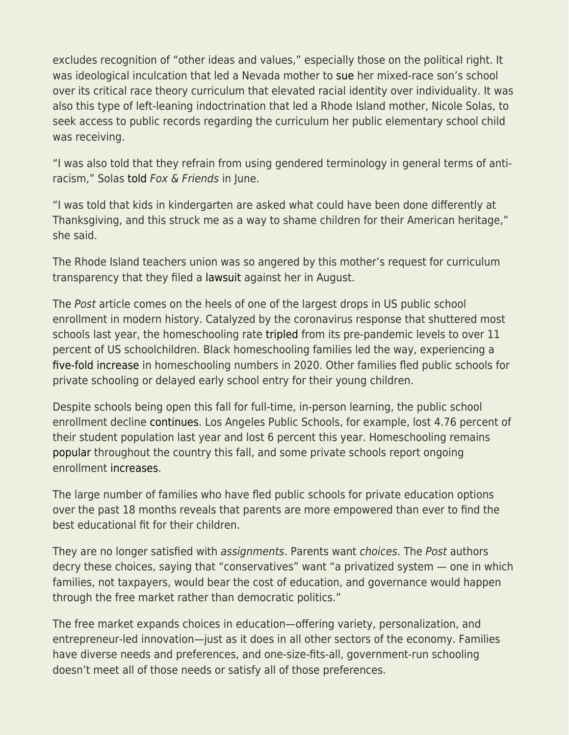excludes recognition of "other ideas and values," especially those on the political right. It was ideological inculcation that led a Nevada mother to sue her mixed-race son's school over its critical race theory curriculum that elevated racial identity over individuality. It was also this type of left-leaning indoctrination that led a Rhode Island mother, Nicole Solas, to seek access to public records regarding the curriculum her public elementary school child was receiving.

"I was also told that they refrain from using gendered terminology in general terms of anti-racism," Solas told *Fox & Friends* in June.

"I was told that kids in kindergarten are asked what could have been done differently at Thanksgiving, and this struck me as a way to shame children for their American heritage," she said.

The Rhode Island teachers union was so angered by this mother's request for curriculum transparency that they filed a lawsuit against her in August.

The *Post* article comes on the heels of one of the largest drops in US public school enrollment in modern history. Catalyzed by the coronavirus response that shuttered most schools last year, the homeschooling rate tripled from its pre-pandemic levels to over 11 percent of US schoolchildren. Black homeschooling families led the way, experiencing a five-fold increase in homeschooling numbers in 2020. Other families fled public schools for private schooling or delayed early school entry for their young children.

Despite schools being open this fall for full-time, in-person learning, the public school enrollment decline continues. Los Angeles Public Schools, for example, lost 4.76 percent of their student population last year and lost 6 percent this year. Homeschooling remains popular throughout the country this fall, and some private schools report ongoing enrollment increases.

The large number of families who have fled public schools for private education options over the past 18 months reveals that parents are more empowered than ever to find the best educational fit for their children.

They are no longer satisfied with *assignments*. Parents want *choices*. The *Post* authors decry these choices, saying that "conservatives" want "a privatized system — one in which families, not taxpayers, would bear the cost of education, and governance would happen through the free market rather than democratic politics."

The free market expands choices in education—offering variety, personalization, and entrepreneur-led innovation—just as it does in all other sectors of the economy. Families have diverse needs and preferences, and one-size-fits-all, government-run schooling doesn't meet all of those needs or satisfy all of those preferences.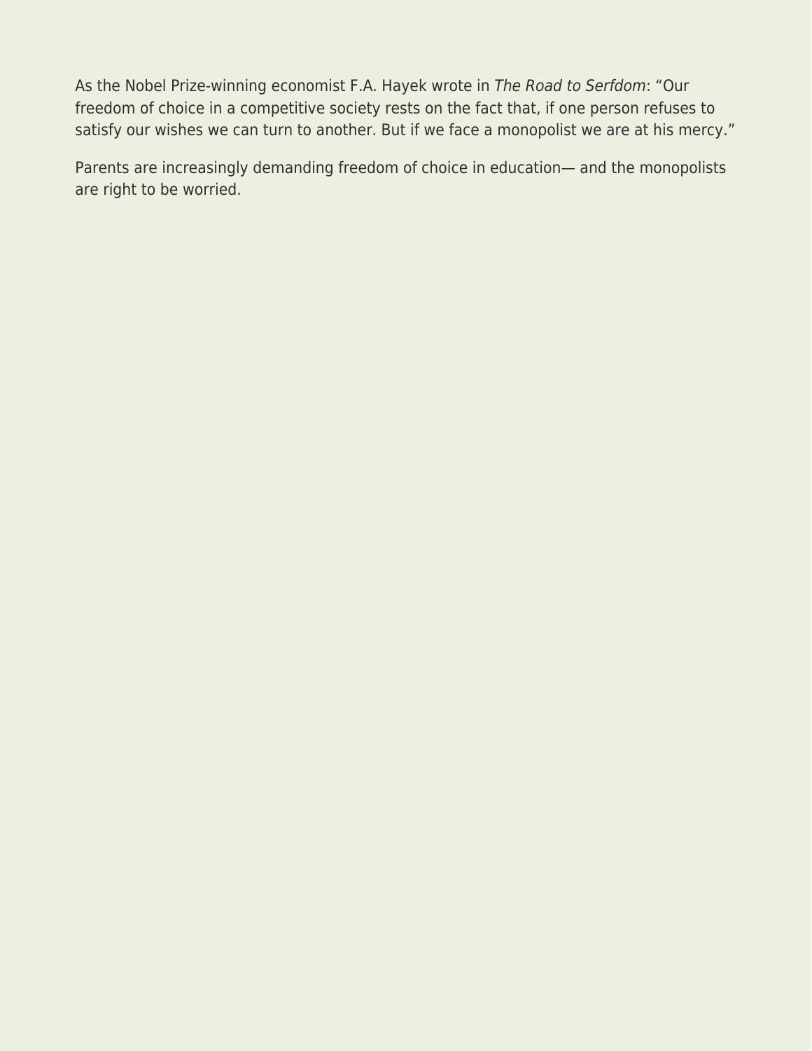As the Nobel Prize-winning economist F.A. Hayek wrote in *The Road to Serfdom*: "Our freedom of choice in a competitive society rests on the fact that, if one person refuses to satisfy our wishes we can turn to another. But if we face a monopolist we are at his mercy."

Parents are increasingly demanding freedom of choice in education— and the monopolists are right to be worried.